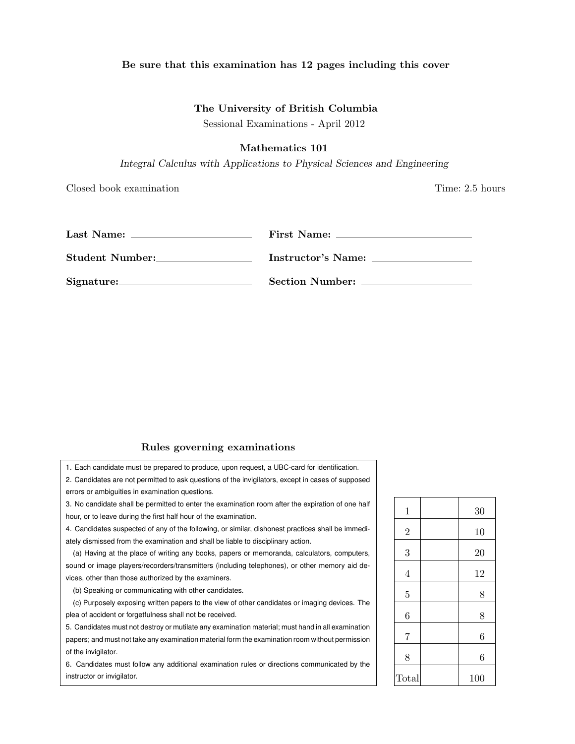**Be sure that this examination has 12 pages including this cover**

**The University of British Columbia**

Sessional Examinations - April 2012

**Mathematics 101**

*Integral Calculus with Applications to Physical Sciences and Engineering*

Closed book examination | Time: 2.5 hours

**Last Name:** ______________________ **First Name:** ______________________

**Student Number:** ______________________ **Instructor's Name:** ______________________

**Signature:** ______________________ **Section Number:** ______________________

### Rules governing examinations

1. Each candidate must be prepared to produce, upon request, a UBC-card for identification.
2. Candidates are not permitted to ask questions of the invigilators, except in cases of supposed errors or ambiguities in examination questions.
3. No candidate shall be permitted to enter the examination room after the expiration of one half hour, or to leave during the first half hour of the examination.
4. Candidates suspected of any of the following, or similar, dishonest practices shall be immediately dismissed from the examination and shall be liable to disciplinary action.
   (a) Having at the place of writing any books, papers or memoranda, calculators, computers, sound or image players/recorders/transmitters (including telephones), or other memory aid devices, other than those authorized by the examiners.
   (b) Speaking or communicating with other candidates.
   (c) Purposely exposing written papers to the view of other candidates or imaging devices. The plea of accident or forgetfulness shall not be received.
5. Candidates must not destroy or mutilate any examination material; must hand in all examination papers; and must not take any examination material form the examination room without permission of the invigilator.
6. Candidates must follow any additional examination rules or directions communicated by the instructor or invigilator.

| | | |
|---|---|---|
| 1 | | 30 |
| 2 | | 10 |
| 3 | | 20 |
| 4 | | 12 |
| 5 | | 8 |
| 6 | | 8 |
| 7 | | 6 |
| 8 | | 6 |
| Total | | 100 |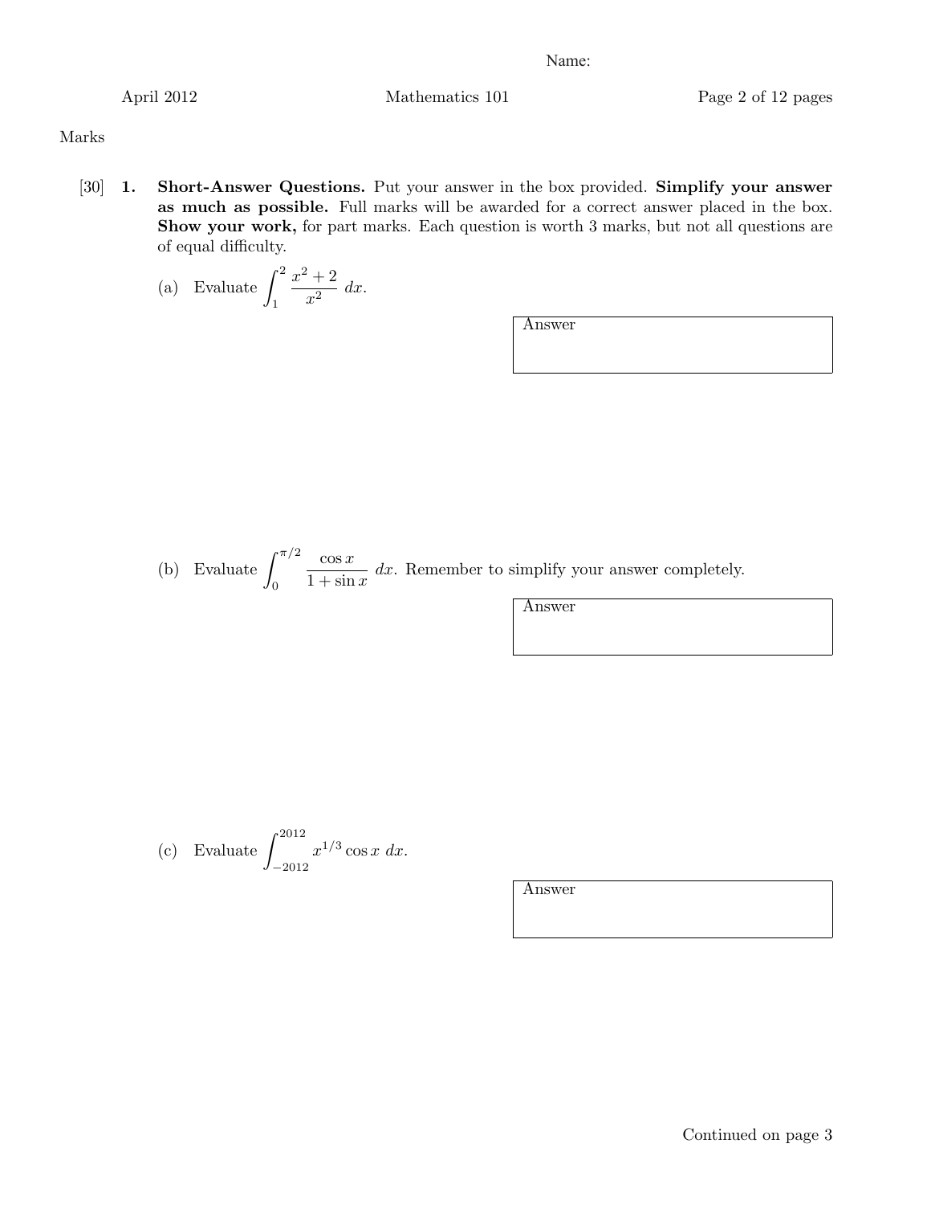Name:

Marks

[30] **1.** **Short-Answer Questions.** Put your answer in the box provided. **Simplify your answer as much as possible.** Full marks will be awarded for a correct answer placed in the box. **Show your work,** for part marks. Each question is worth 3 marks, but not all questions are of equal difficulty.

(a) Evaluate $\displaystyle\int_1^2 \frac{x^2+2}{x^2}\,dx$.

Answer

(b) Evaluate $\displaystyle\int_0^{\pi/2} \frac{\cos x}{1+\sin x}\,dx$. Remember to simplify your answer completely.

Answer

(c) Evaluate $\displaystyle\int_{-2012}^{2012} x^{1/3}\cos x\,dx$.

Answer

Continued on page 3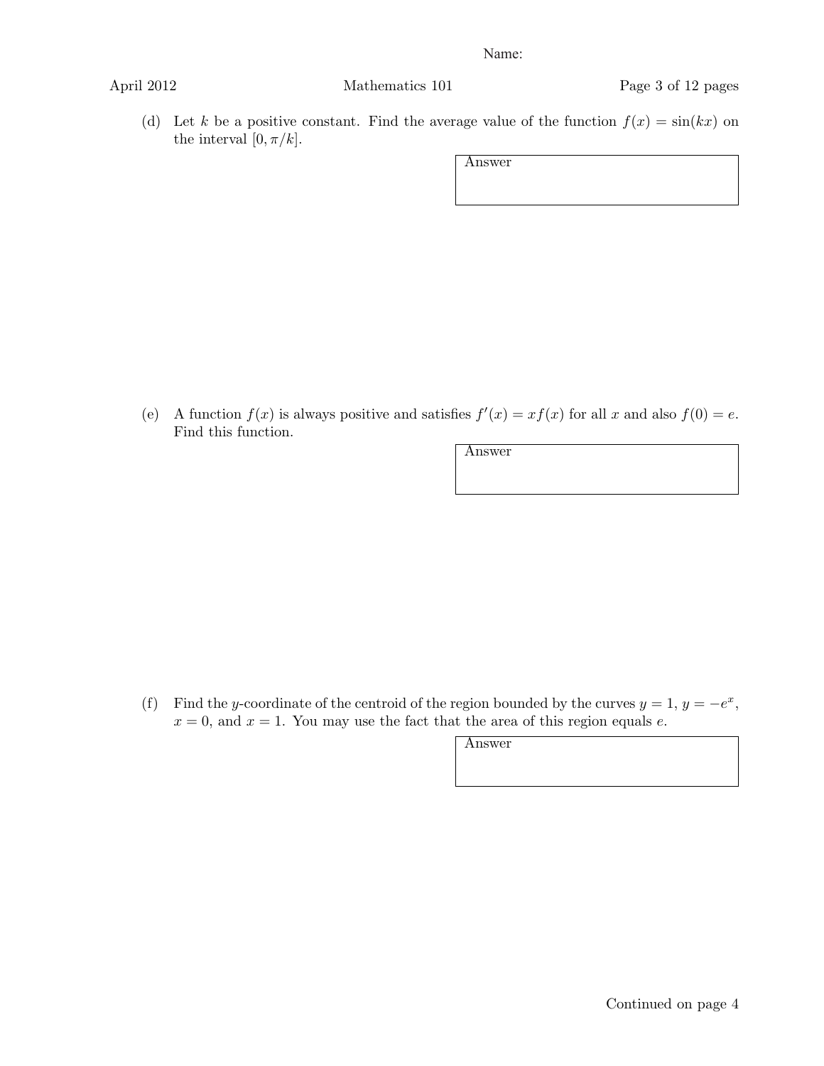(d) Let $k$ be a positive constant. Find the average value of the function $f(x) = \sin(kx)$ on the interval $[0, \pi/k]$.

Answer

(e) A function $f(x)$ is always positive and satisfies $f'(x) = xf(x)$ for all $x$ and also $f(0) = e$. Find this function.

Answer

(f) Find the $y$-coordinate of the centroid of the region bounded by the curves $y = 1$, $y = -e^x$, $x = 0$, and $x = 1$. You may use the fact that the area of this region equals $e$.

Answer

Continued on page 4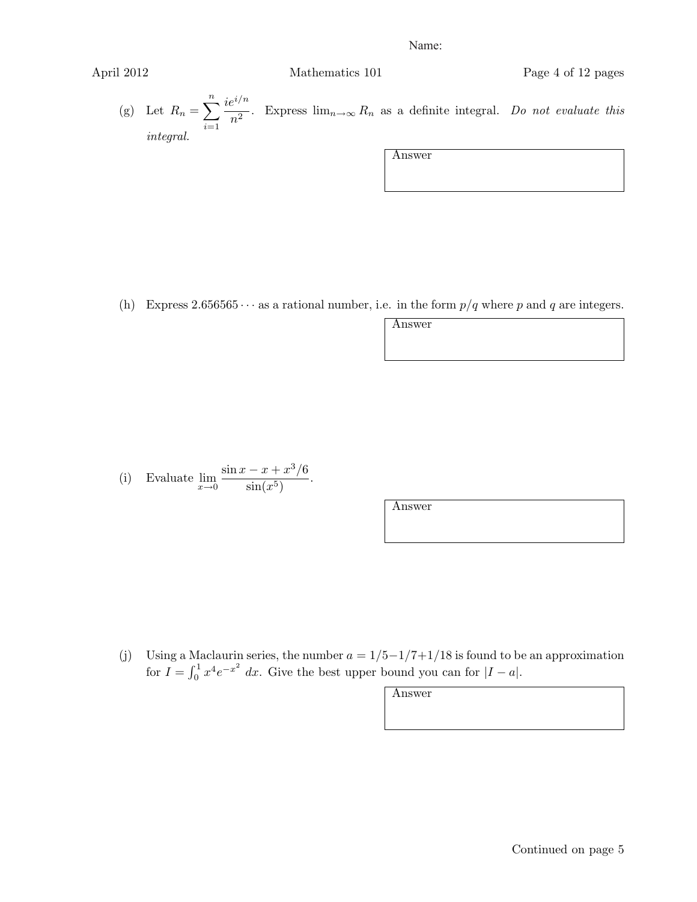Name:

(g) Let $R_n = \sum_{i=1}^{n} \frac{ie^{i/n}}{n^2}$. Express $\lim_{n\to\infty} R_n$ as a definite integral. *Do not evaluate this integral.*

| Answer |
|---|
| |

(h) Express $2.656565\cdots$ as a rational number, i.e. in the form $p/q$ where $p$ and $q$ are integers.

| Answer |
|---|
| |

(i) Evaluate $\lim_{x\to 0} \frac{\sin x - x + x^3/6}{\sin(x^5)}$.

| Answer |
|---|
| |

(j) Using a Maclaurin series, the number $a = 1/5 - 1/7 + 1/18$ is found to be an approximation for $I = \int_0^1 x^4 e^{-x^2}\, dx$. Give the best upper bound you can for $|I - a|$.

| Answer |
|---|
| |

Continued on page 5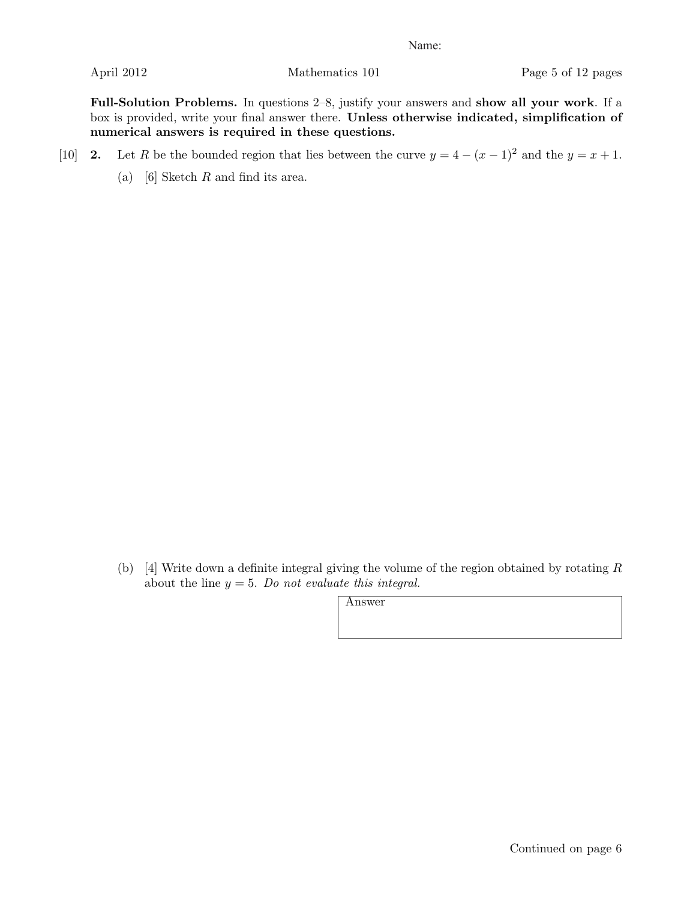Name:

**Full-Solution Problems.** In questions 2–8, justify your answers and **show all your work**. If a box is provided, write your final answer there. **Unless otherwise indicated, simplification of numerical answers is required in these questions.**

[10] **2.** Let $R$ be the bounded region that lies between the curve $y = 4 - (x-1)^2$ and the $y = x + 1$.

(a) [6] Sketch $R$ and find its area.

(b) [4] Write down a definite integral giving the volume of the region obtained by rotating $R$ about the line $y = 5$. *Do not evaluate this integral.*

| Answer |
| --- |
| |

Continued on page 6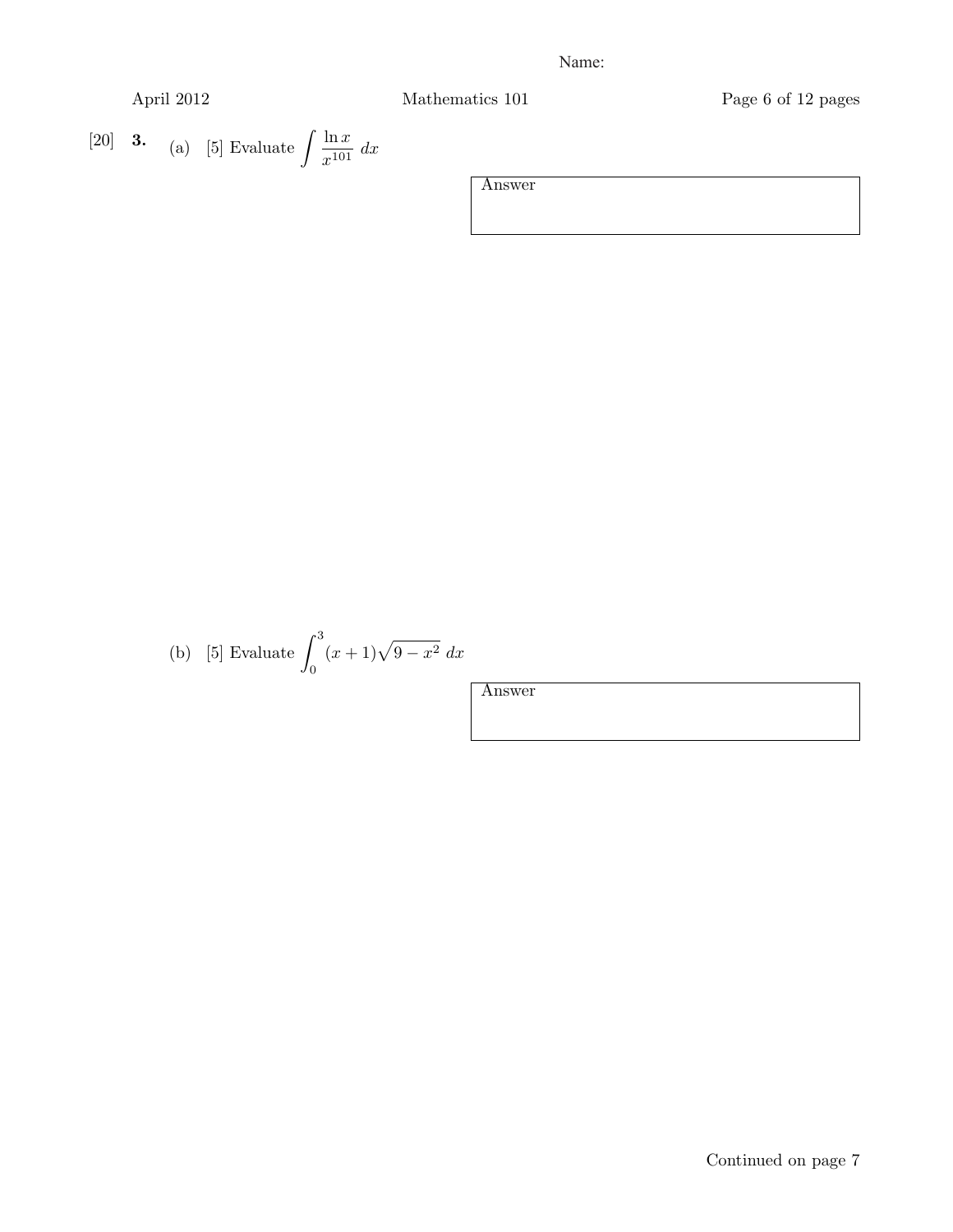Name:

[20] **3.** (a) [5] Evaluate $\int \frac{\ln x}{x^{101}}\, dx$

| Answer |
|---|
| |

(b) [5] Evaluate $\int_0^3 (x+1)\sqrt{9-x^2}\, dx$

| Answer |
|---|
| |

Continued on page 7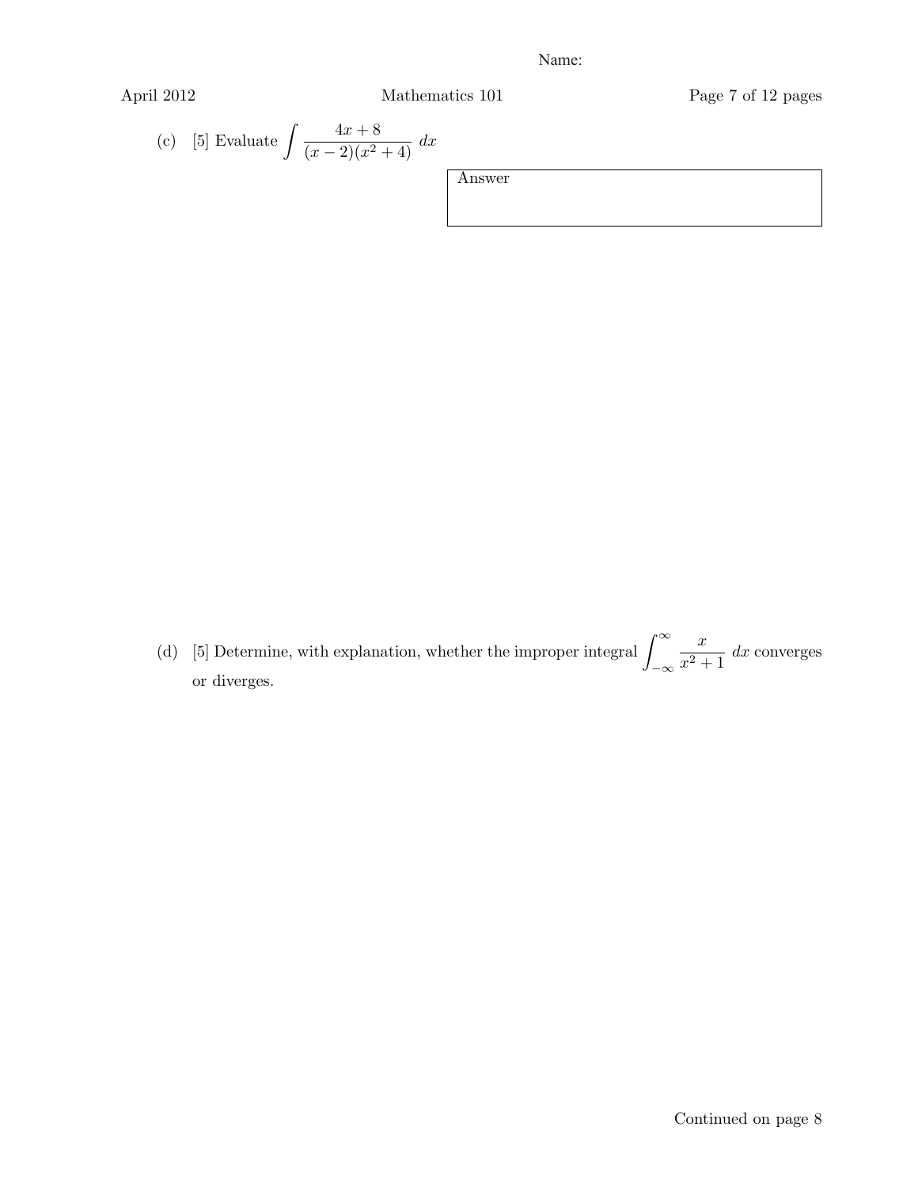(c) [5] Evaluate $\displaystyle\int \frac{4x+8}{(x-2)(x^2+4)}\,dx$

Answer

(d) [5] Determine, with explanation, whether the improper integral $\displaystyle\int_{-\infty}^{\infty} \frac{x}{x^2+1}\,dx$ converges or diverges.

Continued on page 8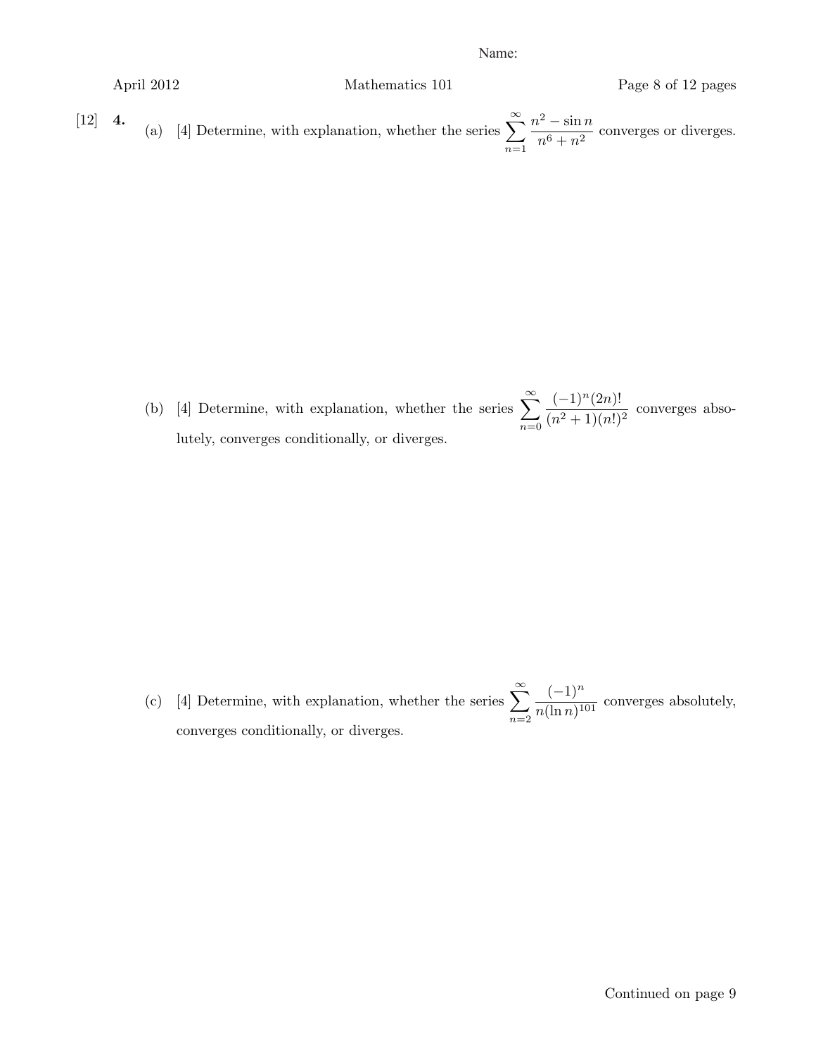[12] **4.** (a) [4] Determine, with explanation, whether the series $\displaystyle\sum_{n=1}^{\infty} \frac{n^2 - \sin n}{n^6 + n^2}$ converges or diverges.

(b) [4] Determine, with explanation, whether the series $\displaystyle\sum_{n=0}^{\infty} \frac{(-1)^n (2n)!}{(n^2+1)(n!)^2}$ converges absolutely, converges conditionally, or diverges.

(c) [4] Determine, with explanation, whether the series $\displaystyle\sum_{n=2}^{\infty} \frac{(-1)^n}{n(\ln n)^{101}}$ converges absolutely, converges conditionally, or diverges.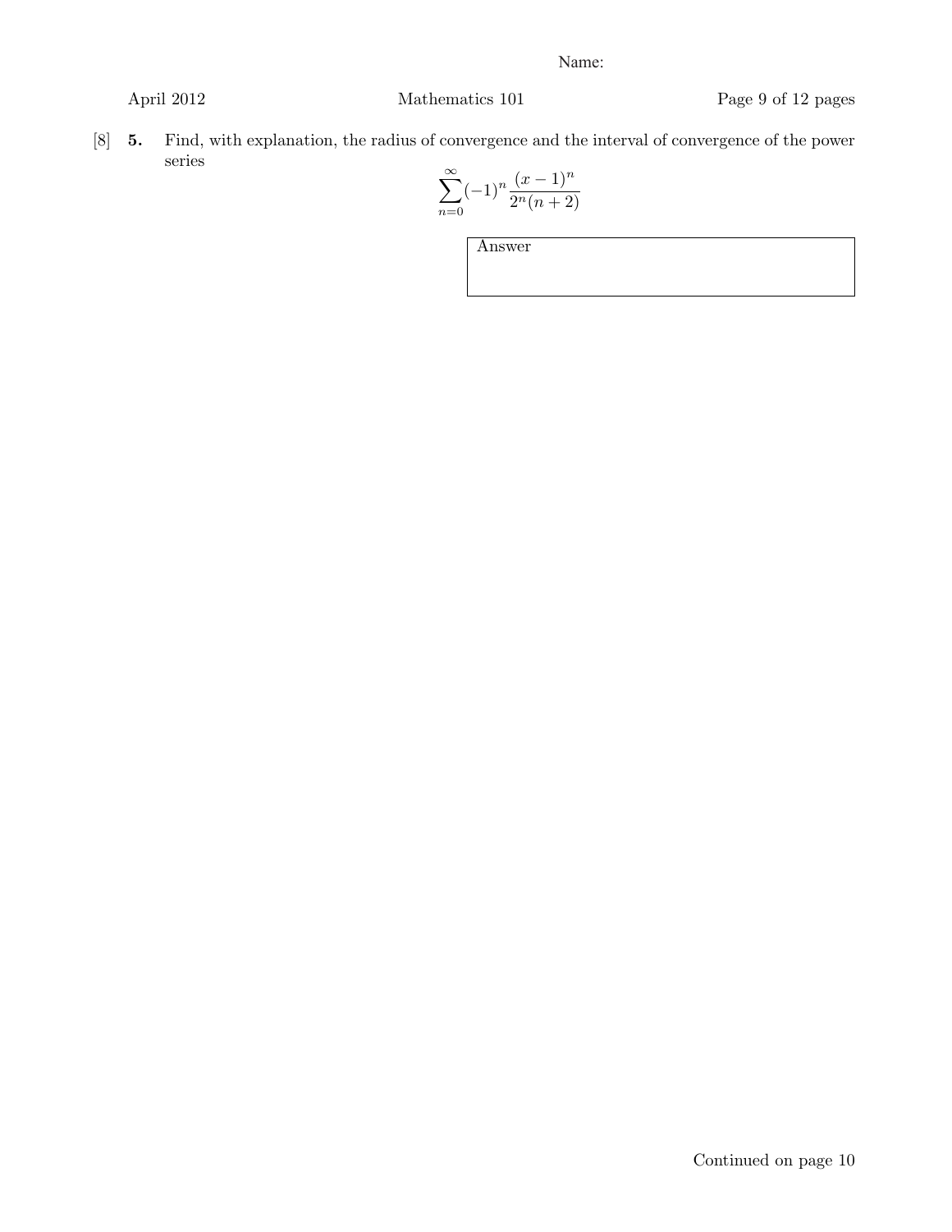[8] **5.** Find, with explanation, the radius of convergence and the interval of convergence of the power series

$$\sum_{n=0}^{\infty}(-1)^n \frac{(x-1)^n}{2^n(n+2)}$$

| Answer |
|---|
| |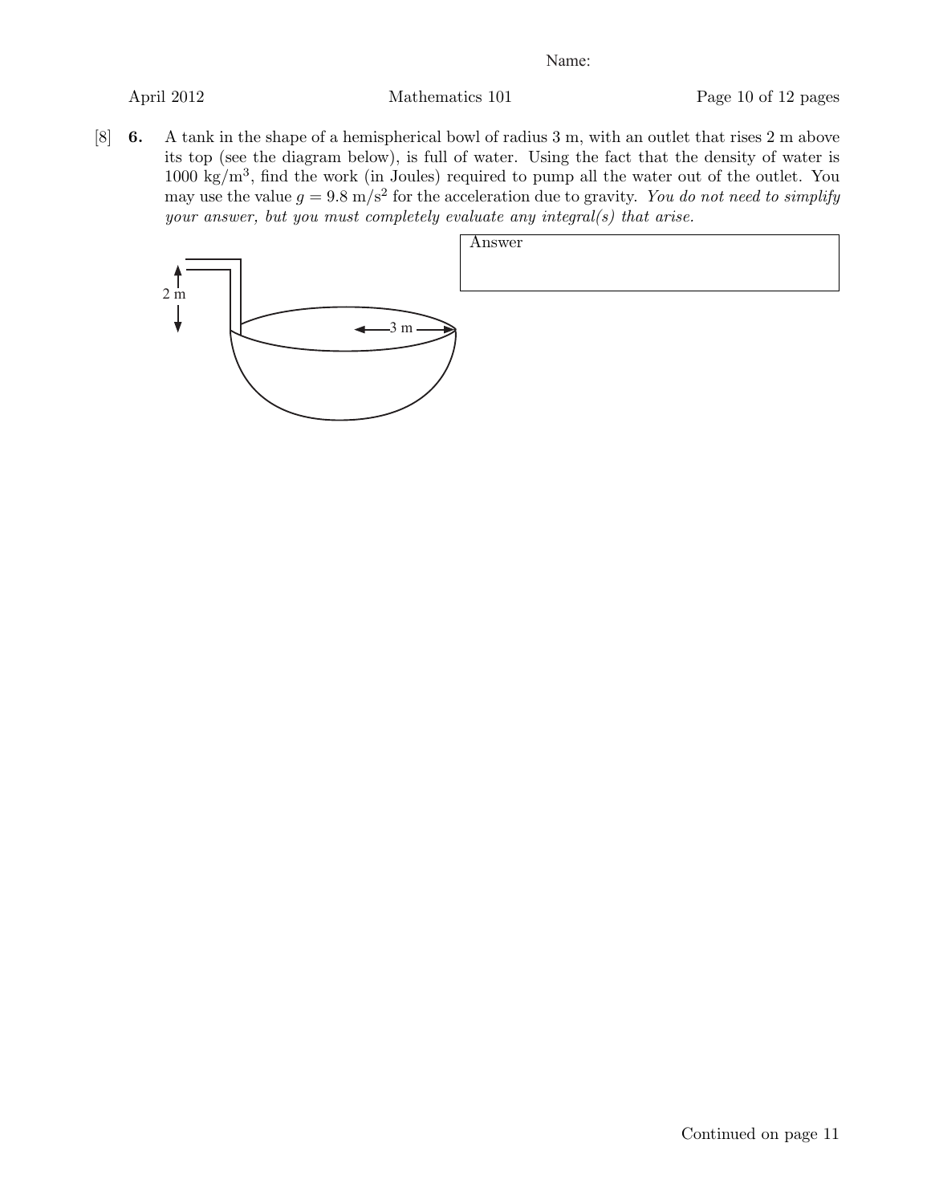[8] **6.** A tank in the shape of a hemispherical bowl of radius 3 m, with an outlet that rises 2 m above its top (see the diagram below), is full of water. Using the fact that the density of water is 1000 $\mathrm{kg/m^3}$, find the work (in Joules) required to pump all the water out of the outlet. You may use the value $g = 9.8\ \mathrm{m/s^2}$ for the acceleration due to gravity. *You do not need to simplify your answer, but you must completely evaluate any integral(s) that arise.*

2 m

3 m

| Answer |
|---|
| |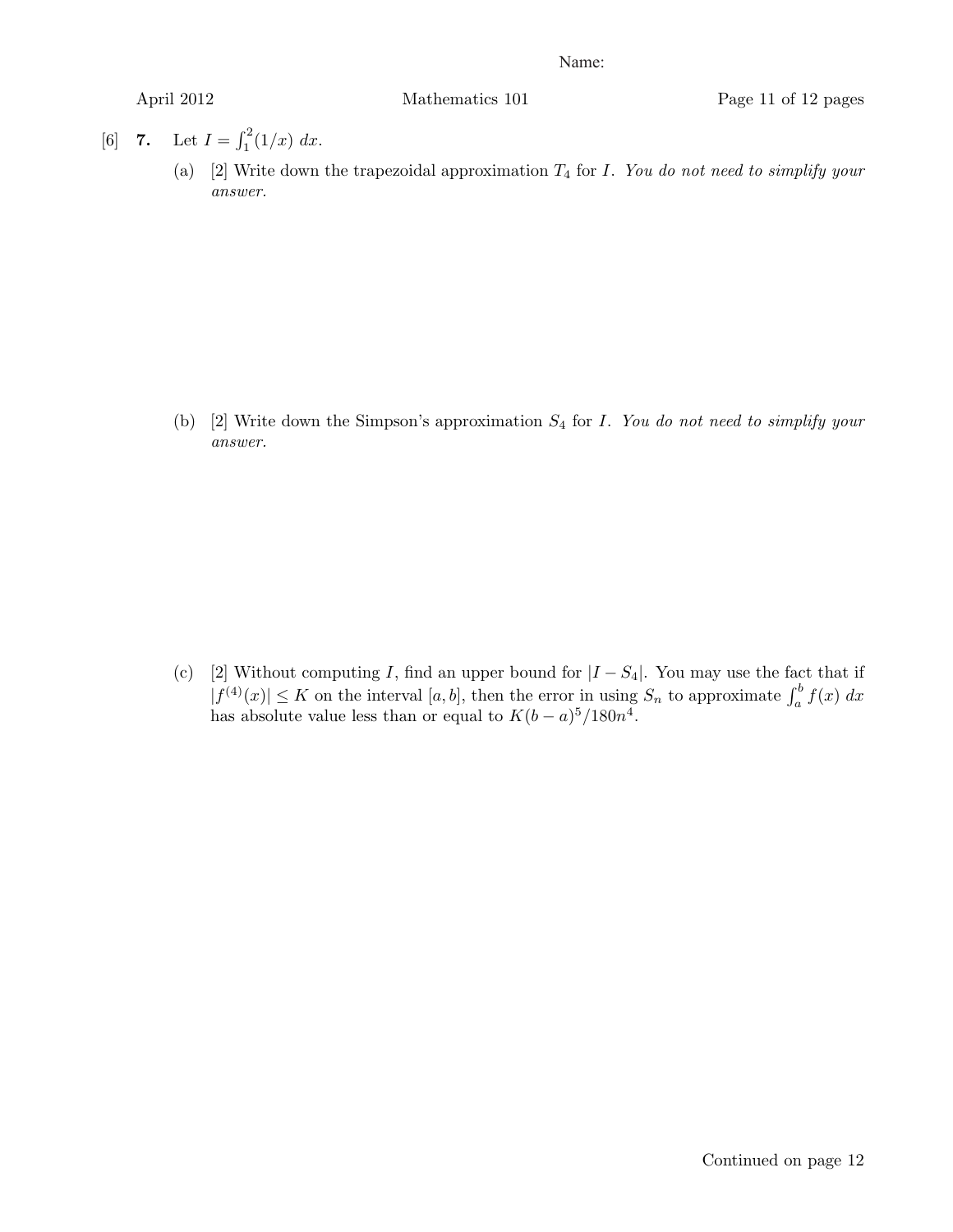[6] **7.** Let $I = \int_1^2 (1/x)\,dx$.

(a) [2] Write down the trapezoidal approximation $T_4$ for $I$. *You do not need to simplify your answer.*

(b) [2] Write down the Simpson's approximation $S_4$ for $I$. *You do not need to simplify your answer.*

(c) [2] Without computing $I$, find an upper bound for $|I - S_4|$. You may use the fact that if $|f^{(4)}(x)| \leq K$ on the interval $[a, b]$, then the error in using $S_n$ to approximate $\int_a^b f(x)\,dx$ has absolute value less than or equal to $K(b-a)^5/180n^4$.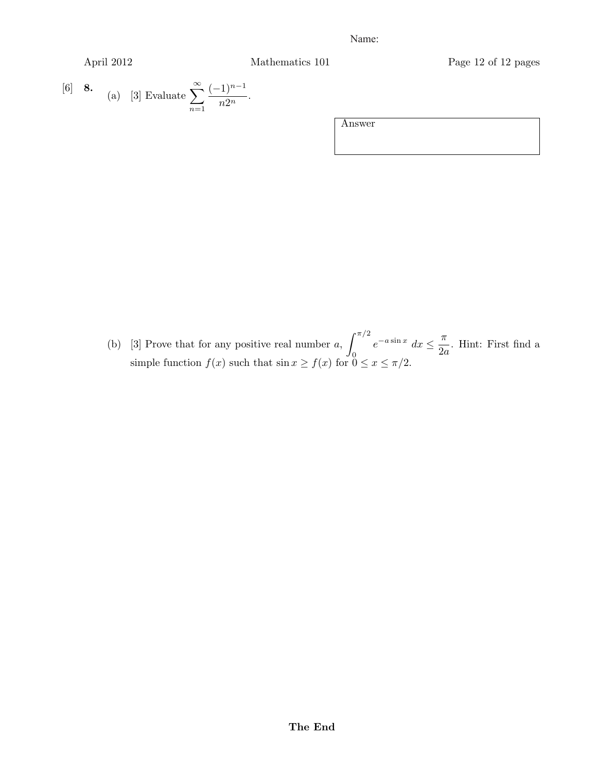Name:

[6] **8.** (a) [3] Evaluate $\sum_{n=1}^{\infty} \frac{(-1)^{n-1}}{n2^n}$.

Answer

(b) [3] Prove that for any positive real number $a$, $\int_0^{\pi/2} e^{-a \sin x}\, dx \leq \frac{\pi}{2a}$. Hint: First find a simple function $f(x)$ such that $\sin x \geq f(x)$ for $0 \leq x \leq \pi/2$.

**The End**